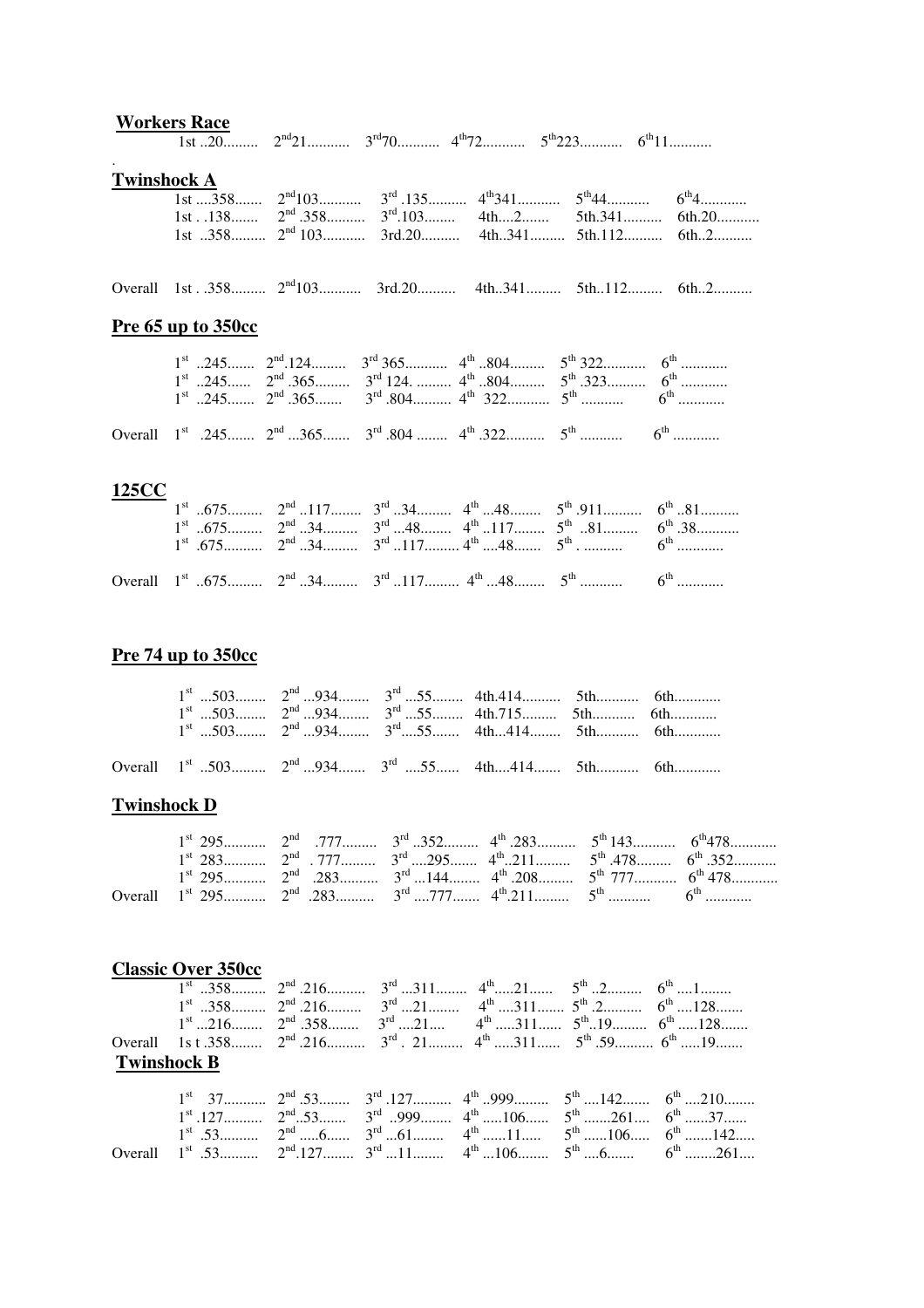## Workers Race

1st ..20......... 2nd 21........... 3rd 70........... 4th 72........... 5th 223........... 6th 11...........

.

## Twinshock A

1st ....358....... 2nd 103........... 3rd .135.......... 4th 341........... 5th 44........... 6th 4............
1st . .138....... 2nd .358.......... 3rd .103........ 4th....2....... 5th.341.......... 6th.20...........
1st ..358......... 2nd 103........... 3rd.20.......... 4th..341......... 5th.112.......... 6th..2..........

Overall 1st . .358......... 2nd 103........... 3rd.20.......... 4th..341......... 5th..112......... 6th..2..........

## Pre 65 up to 350cc

1st ..245....... 2nd .124......... 3rd 365........... 4th ..804......... 5th 322........... 6th ............
1st ..245...... 2nd .365......... 3rd 124. ......... 4th ..804......... 5th .323.......... 6th ............
1st ..245....... 2nd .365....... 3rd .804.......... 4th 322........... 5th ........... 6th ............

Overall 1st .245....... 2nd ...365....... 3rd .804 ........ 4th .322.......... 5th ........... 6th ............

## 125CC

1st ..675......... 2nd ..117........ 3rd ..34......... 4th ...48........ 5th .911.......... 6th ..81..........
1st ..675......... 2nd ..34......... 3rd ...48........ 4th ..117........ 5th ..81......... 6th .38...........
1st .675.......... 2nd ..34......... 3rd ..117......... 4th ....48....... 5th . .......... 6th ............

Overall 1st ..675......... 2nd ..34......... 3rd ..117......... 4th ...48........ 5th ........... 6th ............

## Pre 74 up to 350cc

1st ...503........ 2nd ...934........ 3rd ...55........ 4th.414.......... 5th........... 6th............
1st ...503........ 2nd ...934........ 3rd ...55........ 4th.715......... 5th........... 6th............
1st ...503........ 2nd ...934........ 3rd....55....... 4th...414........ 5th........... 6th............

Overall 1st ..503......... 2nd ...934....... 3rd ....55...... 4th....414....... 5th........... 6th............

## Twinshock D

1st 295........... 2nd .777......... 3rd ..352......... 4th .283.......... 5th 143........... 6th 478............
1st 283........... 2nd . 777......... 3rd ....295....... 4th ..211......... 5th .478......... 6th .352...........
1st 295........... 2nd .283.......... 3rd ...144........ 4th .208......... 5th 777........... 6th 478............
Overall 1st 295........... 2nd .283.......... 3rd ....777....... 4th .211......... 5th ........... 6th ............

## Classic Over 350cc

1st ..358......... 2nd .216.......... 3rd ...311........ 4th .....21...... 5th ..2......... 6th ....1........
1st ..358......... 2nd .216......... 3rd ...21........ 4th ....311....... 5th .2.......... 6th ....128.......
1st ...216........ 2nd .358........ 3rd ....21.... 4th .....311...... 5th ..19......... 6th .....128.......
Overall 1s t .358........ 2nd .216.......... 3rd . 21......... 4th .....311...... 5th .59.......... 6th .....19.......

## Twinshock B

1st 37........... 2nd .53........ 3rd .127.......... 4th ..999......... 5th ....142....... 6th ....210........
1st .127.......... 2nd ..53....... 3rd ..999........ 4th .....106...... 5th .......261.... 6th ......37......
1st .53.......... 2nd .....6...... 3rd ...61........ 4th ......11..... 5th ......106..... 6th .......142.....
Overall 1st .53.......... 2nd .127........ 3rd ...11........ 4th ...106........ 5th ....6....... 6th ........261....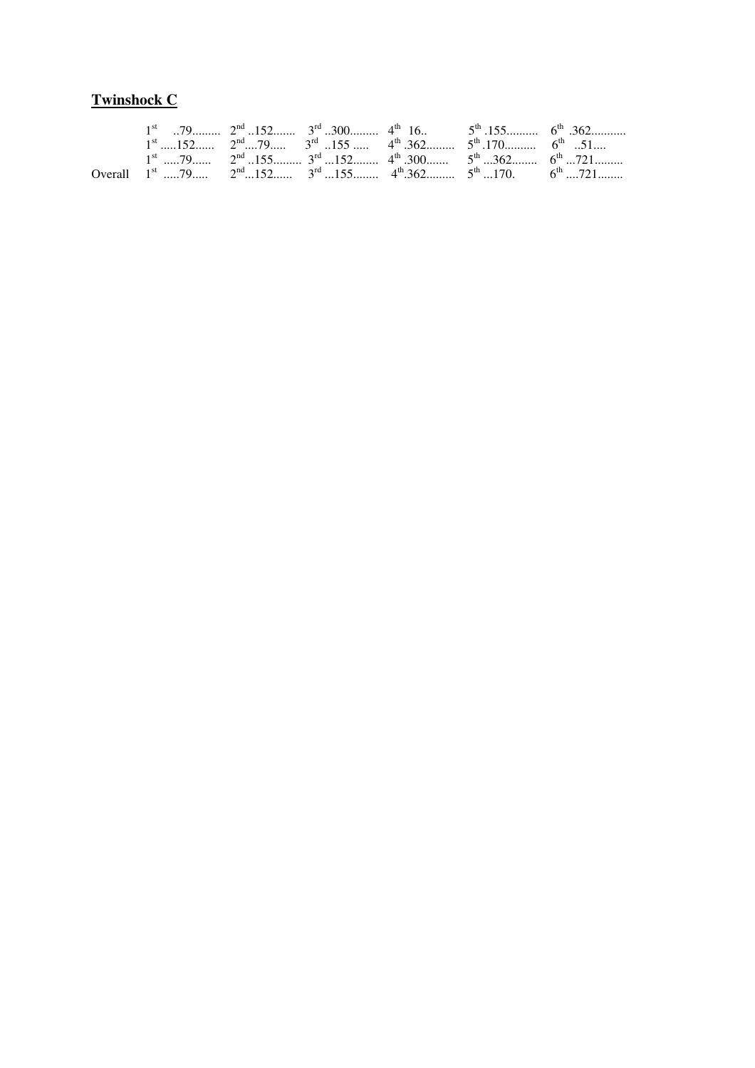**Twinshock C**

| | | | | | | |
|---|---|---|---|---|---|---|
| | 1st ..79......... | 2nd ..152....... | 3rd ..300......... | 4th 16.. | 5th .155.......... | 6th .362........... |
| | 1st .....152...... | 2nd ....79..... | 3rd ..155 ..... | 4th .362......... | 5th .170.......... | 6th ..51.... |
| | 1st .....79...... | 2nd ..155......... | 3rd ...152........ | 4th .300....... | 5th ...362........ | 6th ...721......... |
| Overall | 1st .....79..... | 2nd ...152...... | 3rd ...155........ | 4th .362......... | 5th ...170. | 6th ....721........ |